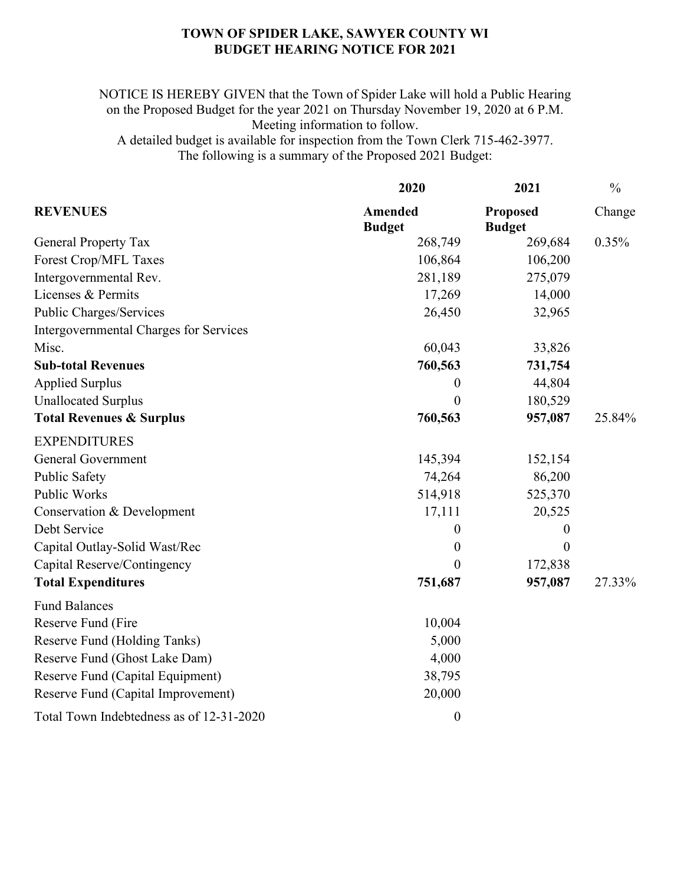# TOWN OF SPIDER LAKE, SAWYER COUNTY WI
## BUDGET HEARING NOTICE FOR 2021

NOTICE IS HEREBY GIVEN that the Town of Spider Lake will hold a Public Hearing on the Proposed Budget for the year 2021 on Thursday November 19, 2020 at 6 P.M.
Meeting information to follow.
A detailed budget is available for inspection from the Town Clerk 715-462-3977.
The following is a summary of the Proposed 2021 Budget:

| | 2020 | 2021 | % |
|---|---|---|---|
| **REVENUES** | **Amended Budget** | **Proposed Budget** | Change |
| General Property Tax | 268,749 | 269,684 | 0.35% |
| Forest Crop/MFL Taxes | 106,864 | 106,200 | |
| Intergovernmental Rev. | 281,189 | 275,079 | |
| Licenses & Permits | 17,269 | 14,000 | |
| Public Charges/Services | 26,450 | 32,965 | |
| Intergovernmental Charges for Services | | | |
| Misc. | 60,043 | 33,826 | |
| **Sub-total Revenues** | **760,563** | **731,754** | |
| Applied Surplus | 0 | 44,804 | |
| Unallocated Surplus | 0 | 180,529 | |
| **Total Revenues & Surplus** | **760,563** | **957,087** | 25.84% |
| EXPENDITURES | | | |
| General Government | 145,394 | 152,154 | |
| Public Safety | 74,264 | 86,200 | |
| Public Works | 514,918 | 525,370 | |
| Conservation & Development | 17,111 | 20,525 | |
| Debt Service | 0 | 0 | |
| Capital Outlay-Solid Wast/Rec | 0 | 0 | |
| Capital Reserve/Contingency | 0 | 172,838 | |
| **Total Expenditures** | **751,687** | **957,087** | 27.33% |
| Fund Balances | | | |
| Reserve Fund (Fire | 10,004 | | |
| Reserve Fund (Holding Tanks) | 5,000 | | |
| Reserve Fund (Ghost Lake Dam) | 4,000 | | |
| Reserve Fund (Capital Equipment) | 38,795 | | |
| Reserve Fund (Capital Improvement) | 20,000 | | |
| Total Town Indebtedness as of 12-31-2020 | 0 | | |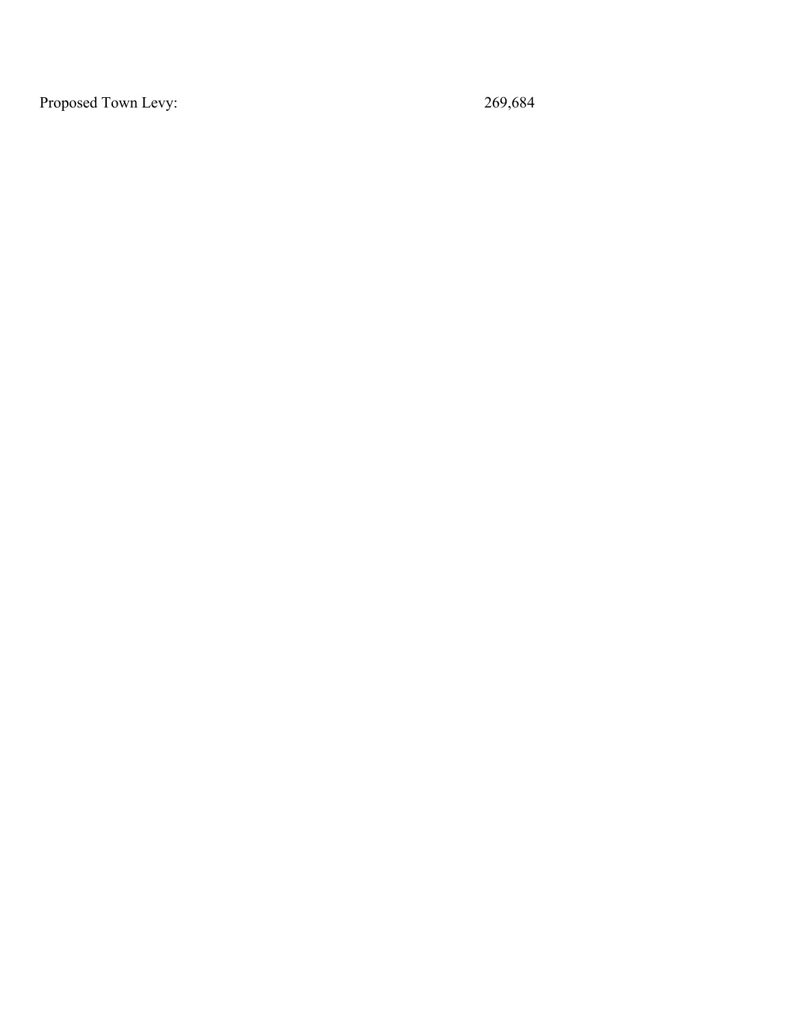| | |
|---|---|
| Proposed Town Levy: | 269,684 |